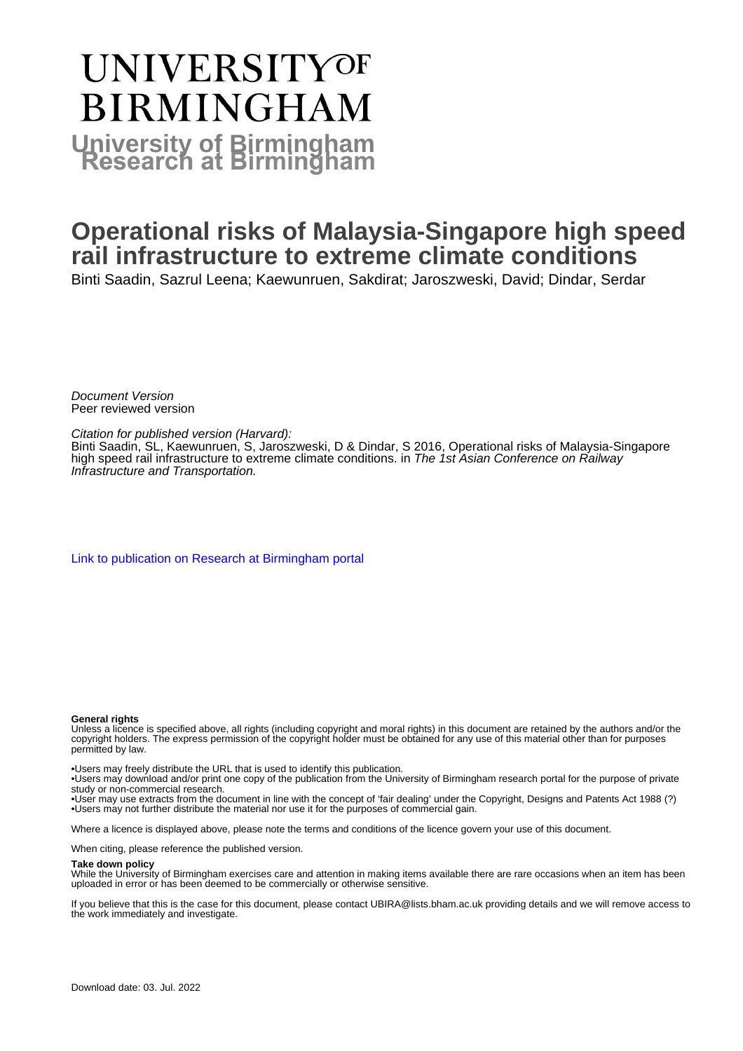# UNIVERSITY OF BIRMINGHAM

## University of Birmingham Research at Birmingham

# Operational risks of Malaysia-Singapore high speed rail infrastructure to extreme climate conditions

Binti Saadin, Sazrul Leena; Kaewunruen, Sakdirat; Jaroszweski, David; Dindar, Serdar

*Document Version*
Peer reviewed version

*Citation for published version (Harvard):*
Binti Saadin, SL, Kaewunruen, S, Jaroszweski, D & Dindar, S 2016, Operational risks of Malaysia-Singapore high speed rail infrastructure to extreme climate conditions. in *The 1st Asian Conference on Railway Infrastructure and Transportation.*

[Link to publication on Research at Birmingham portal]

**General rights**

Unless a licence is specified above, all rights (including copyright and moral rights) in this document are retained by the authors and/or the copyright holders. The express permission of the copyright holder must be obtained for any use of this material other than for purposes permitted by law.

- •Users may freely distribute the URL that is used to identify this publication.
- •Users may download and/or print one copy of the publication from the University of Birmingham research portal for the purpose of private study or non-commercial research.
- •User may use extracts from the document in line with the concept of 'fair dealing' under the Copyright, Designs and Patents Act 1988 (?)
- •Users may not further distribute the material nor use it for the purposes of commercial gain.

Where a licence is displayed above, please note the terms and conditions of the licence govern your use of this document.

When citing, please reference the published version.

**Take down policy**

While the University of Birmingham exercises care and attention in making items available there are rare occasions when an item has been uploaded in error or has been deemed to be commercially or otherwise sensitive.

If you believe that this is the case for this document, please contact UBIRA@lists.bham.ac.uk providing details and we will remove access to the work immediately and investigate.

Download date: 03. Jul. 2022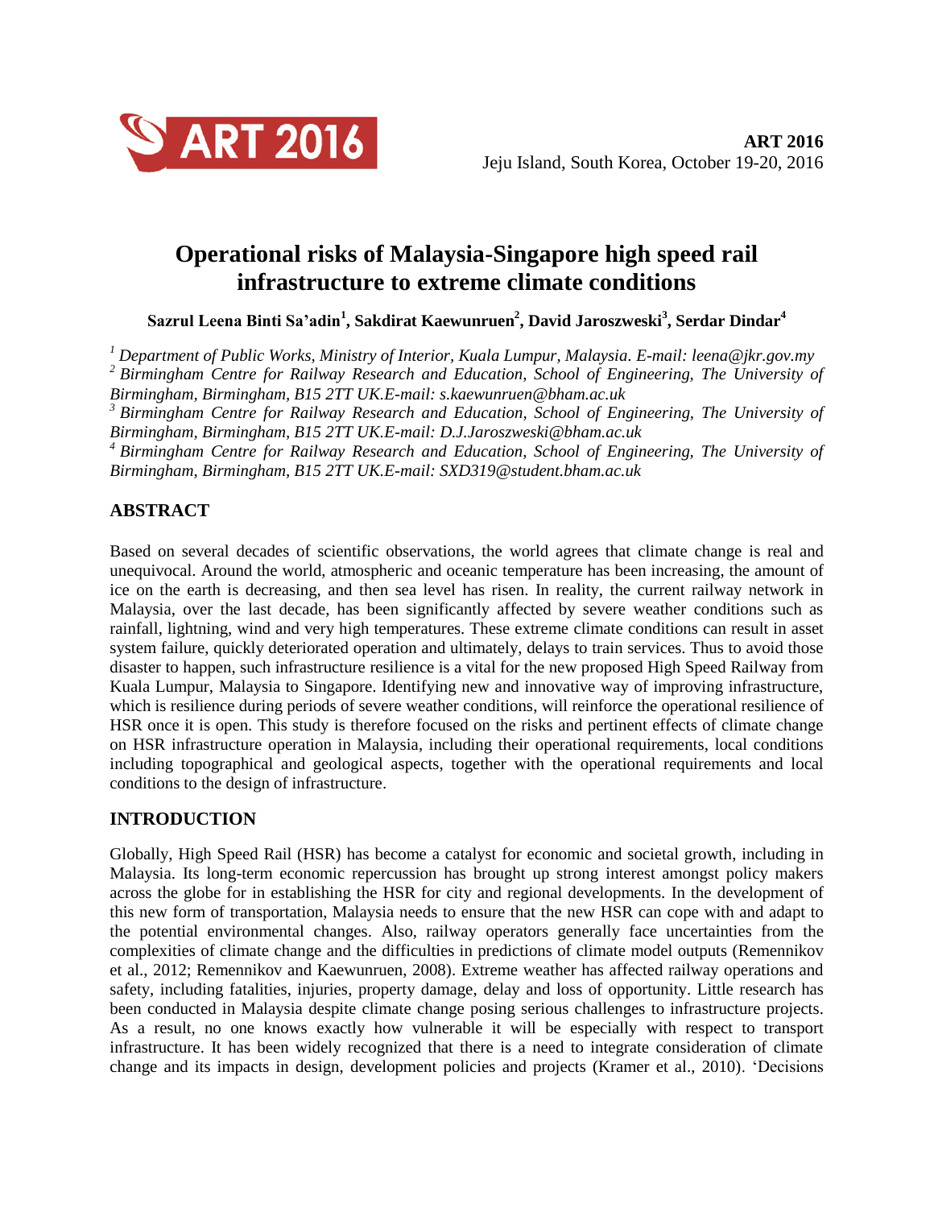# Operational risks of Malaysia-Singapore high speed rail infrastructure to extreme climate conditions

**Sazrul Leena Binti Sa'adin[1], Sakdirat Kaewunruen[2], David Jaroszweski[3], Serdar Dindar[4]**

*[1] Department of Public Works, Ministry of Interior, Kuala Lumpur, Malaysia. E-mail: leena@jkr.gov.my*
*[2] Birmingham Centre for Railway Research and Education, School of Engineering, The University of Birmingham, Birmingham, B15 2TT UK.E-mail: s.kaewunruen@bham.ac.uk*
*[3] Birmingham Centre for Railway Research and Education, School of Engineering, The University of Birmingham, Birmingham, B15 2TT UK.E-mail: D.J.Jaroszweski@bham.ac.uk*
*[4] Birmingham Centre for Railway Research and Education, School of Engineering, The University of Birmingham, Birmingham, B15 2TT UK.E-mail: SXD319@student.bham.ac.uk*

## ABSTRACT

Based on several decades of scientific observations, the world agrees that climate change is real and unequivocal. Around the world, atmospheric and oceanic temperature has been increasing, the amount of ice on the earth is decreasing, and then sea level has risen. In reality, the current railway network in Malaysia, over the last decade, has been significantly affected by severe weather conditions such as rainfall, lightning, wind and very high temperatures. These extreme climate conditions can result in asset system failure, quickly deteriorated operation and ultimately, delays to train services. Thus to avoid those disaster to happen, such infrastructure resilience is a vital for the new proposed High Speed Railway from Kuala Lumpur, Malaysia to Singapore. Identifying new and innovative way of improving infrastructure, which is resilience during periods of severe weather conditions, will reinforce the operational resilience of HSR once it is open. This study is therefore focused on the risks and pertinent effects of climate change on HSR infrastructure operation in Malaysia, including their operational requirements, local conditions including topographical and geological aspects, together with the operational requirements and local conditions to the design of infrastructure.

## INTRODUCTION

Globally, High Speed Rail (HSR) has become a catalyst for economic and societal growth, including in Malaysia. Its long-term economic repercussion has brought up strong interest amongst policy makers across the globe for in establishing the HSR for city and regional developments. In the development of this new form of transportation, Malaysia needs to ensure that the new HSR can cope with and adapt to the potential environmental changes. Also, railway operators generally face uncertainties from the complexities of climate change and the difficulties in predictions of climate model outputs (Remennikov et al., 2012; Remennikov and Kaewunruen, 2008). Extreme weather has affected railway operations and safety, including fatalities, injuries, property damage, delay and loss of opportunity. Little research has been conducted in Malaysia despite climate change posing serious challenges to infrastructure projects. As a result, no one knows exactly how vulnerable it will be especially with respect to transport infrastructure. It has been widely recognized that there is a need to integrate consideration of climate change and its impacts in design, development policies and projects (Kramer et al., 2010). 'Decisions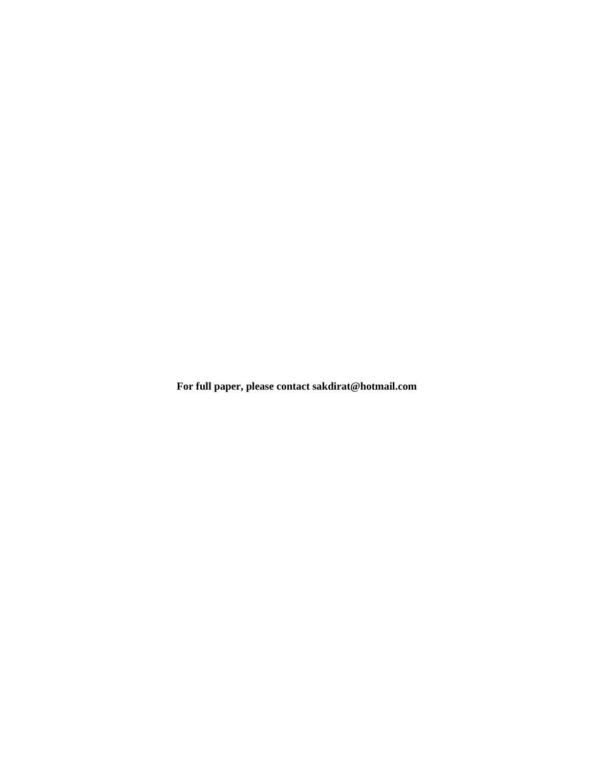**For full paper, please contact sakdirat@hotmail.com**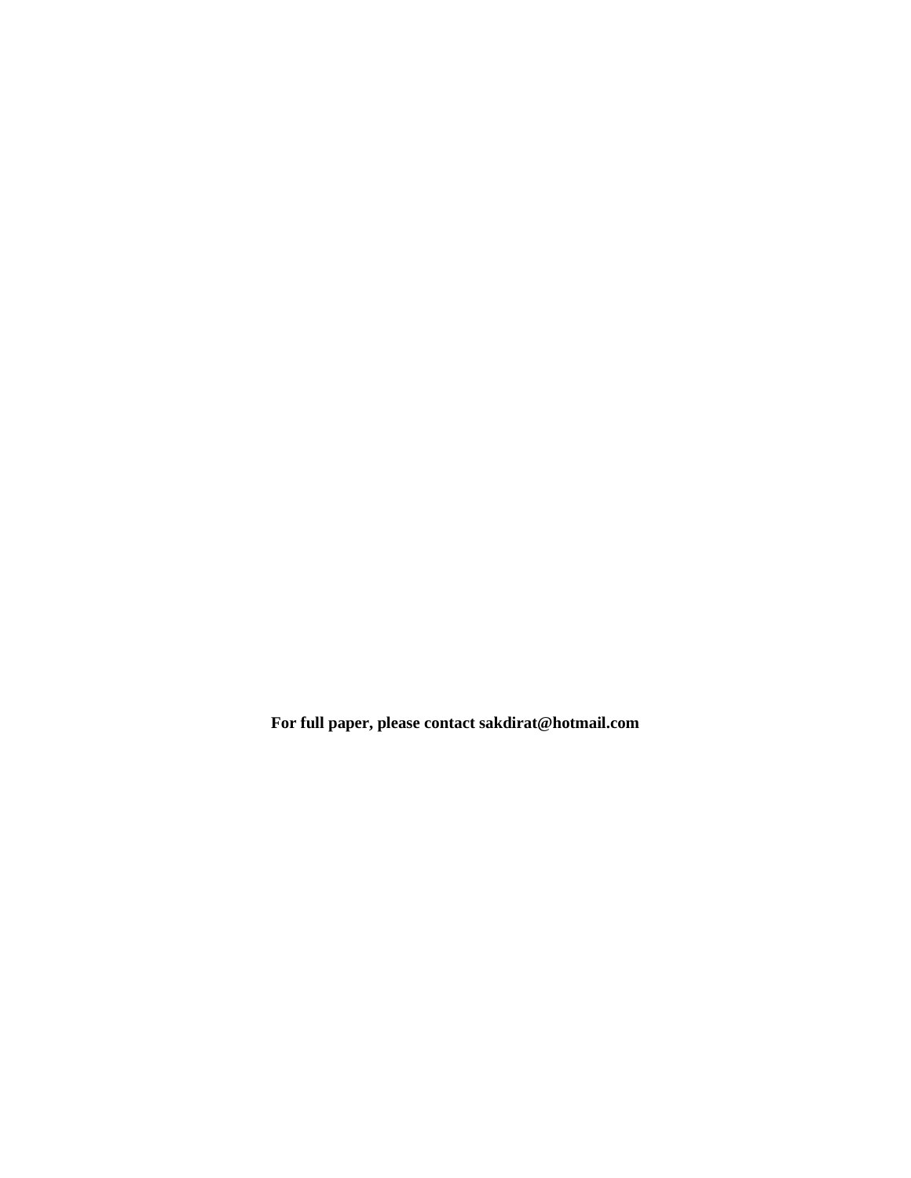**For full paper, please contact sakdirat@hotmail.com**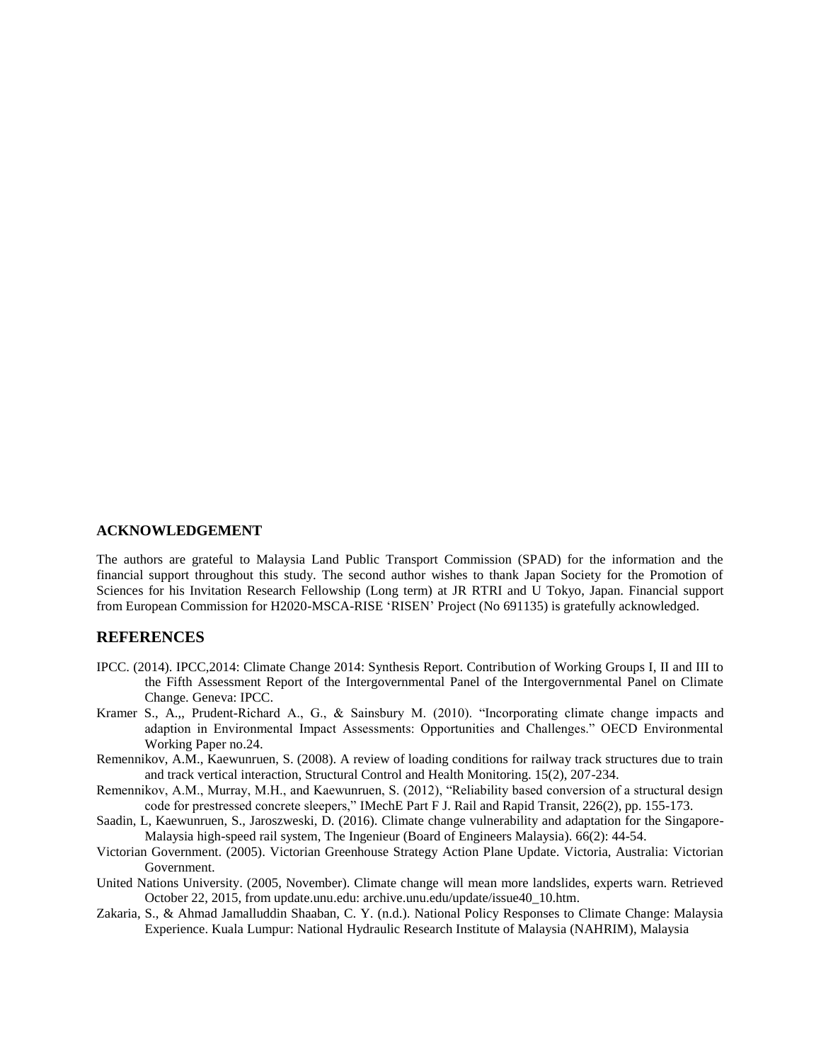## ACKNOWLEDGEMENT

The authors are grateful to Malaysia Land Public Transport Commission (SPAD) for the information and the financial support throughout this study. The second author wishes to thank Japan Society for the Promotion of Sciences for his Invitation Research Fellowship (Long term) at JR RTRI and U Tokyo, Japan. Financial support from European Commission for H2020-MSCA-RISE 'RISEN' Project (No 691135) is gratefully acknowledged.

## REFERENCES

IPCC. (2014). IPCC,2014: Climate Change 2014: Synthesis Report. Contribution of Working Groups I, II and III to the Fifth Assessment Report of the Intergovernmental Panel of the Intergovernmental Panel on Climate Change. Geneva: IPCC.

Kramer S., A.,, Prudent-Richard A., G., & Sainsbury M. (2010). "Incorporating climate change impacts and adaption in Environmental Impact Assessments: Opportunities and Challenges." OECD Environmental Working Paper no.24.

Remennikov, A.M., Kaewunruen, S. (2008). A review of loading conditions for railway track structures due to train and track vertical interaction, Structural Control and Health Monitoring. 15(2), 207-234.

Remennikov, A.M., Murray, M.H., and Kaewunruen, S. (2012), "Reliability based conversion of a structural design code for prestressed concrete sleepers," IMechE Part F J. Rail and Rapid Transit, 226(2), pp. 155-173.

Saadin, L, Kaewunruen, S., Jaroszweski, D. (2016). Climate change vulnerability and adaptation for the Singapore-Malaysia high-speed rail system, The Ingenieur (Board of Engineers Malaysia). 66(2): 44-54.

Victorian Government. (2005). Victorian Greenhouse Strategy Action Plane Update. Victoria, Australia: Victorian Government.

United Nations University. (2005, November). Climate change will mean more landslides, experts warn. Retrieved October 22, 2015, from update.unu.edu: archive.unu.edu/update/issue40_10.htm.

Zakaria, S., & Ahmad Jamalluddin Shaaban, C. Y. (n.d.). National Policy Responses to Climate Change: Malaysia Experience. Kuala Lumpur: National Hydraulic Research Institute of Malaysia (NAHRIM), Malaysia